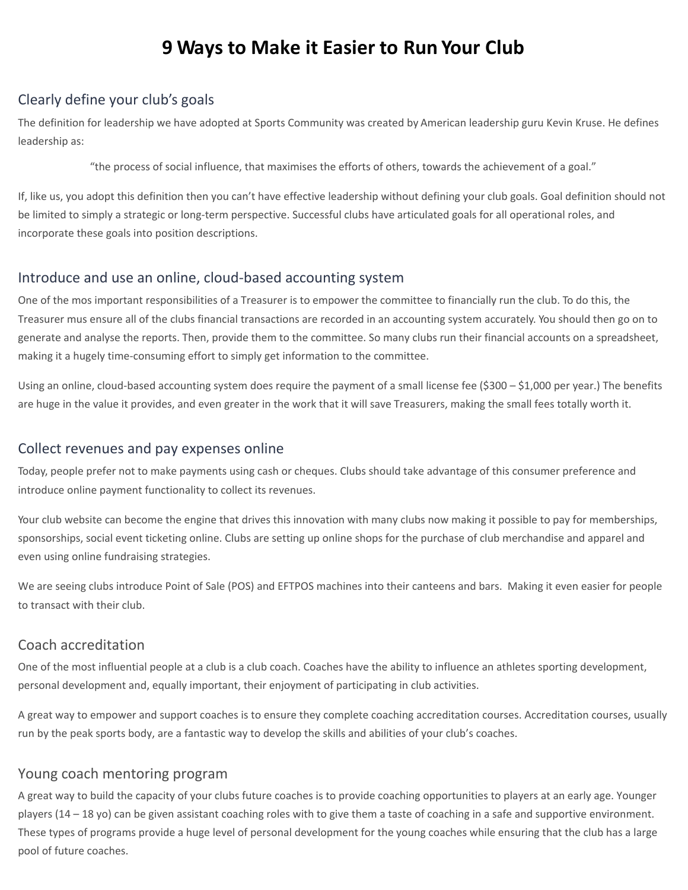# 9 Ways to Make it Easier to Run Your Club

## Clearly define your club's goals

The definition for leadership we have adopted at Sports Community was created by American leadership guru Kevin Kruse. He defines leadership as:

> "the process of social influence, that maximises the efforts of others, towards the achievement of a goal."

If, like us, you adopt this definition then you can't have effective leadership without defining your club goals. Goal definition should not be limited to simply a strategic or long-term perspective. Successful clubs have articulated goals for all operational roles, and incorporate these goals into position descriptions.

## Introduce and use an online, cloud-based accounting system

One of the mos important responsibilities of a Treasurer is to empower the committee to financially run the club. To do this, the Treasurer mus ensure all of the clubs financial transactions are recorded in an accounting system accurately. You should then go on to generate and analyse the reports. Then, provide them to the committee. So many clubs run their financial accounts on a spreadsheet, making it a hugely time-consuming effort to simply get information to the committee.

Using an online, cloud-based accounting system does require the payment of a small license fee ($300 – $1,000 per year.) The benefits are huge in the value it provides, and even greater in the work that it will save Treasurers, making the small fees totally worth it.

## Collect revenues and pay expenses online

Today, people prefer not to make payments using cash or cheques. Clubs should take advantage of this consumer preference and introduce online payment functionality to collect its revenues.

Your club website can become the engine that drives this innovation with many clubs now making it possible to pay for memberships, sponsorships, social event ticketing online. Clubs are setting up online shops for the purchase of club merchandise and apparel and even using online fundraising strategies.

We are seeing clubs introduce Point of Sale (POS) and EFTPOS machines into their canteens and bars. Making it even easier for people to transact with their club.

## Coach accreditation

One of the most influential people at a club is a club coach. Coaches have the ability to influence an athletes sporting development, personal development and, equally important, their enjoyment of participating in club activities.

A great way to empower and support coaches is to ensure they complete coaching accreditation courses. Accreditation courses, usually run by the peak sports body, are a fantastic way to develop the skills and abilities of your club's coaches.

## Young coach mentoring program

A great way to build the capacity of your clubs future coaches is to provide coaching opportunities to players at an early age. Younger players (14 – 18 yo) can be given assistant coaching roles with to give them a taste of coaching in a safe and supportive environment. These types of programs provide a huge level of personal development for the young coaches while ensuring that the club has a large pool of future coaches.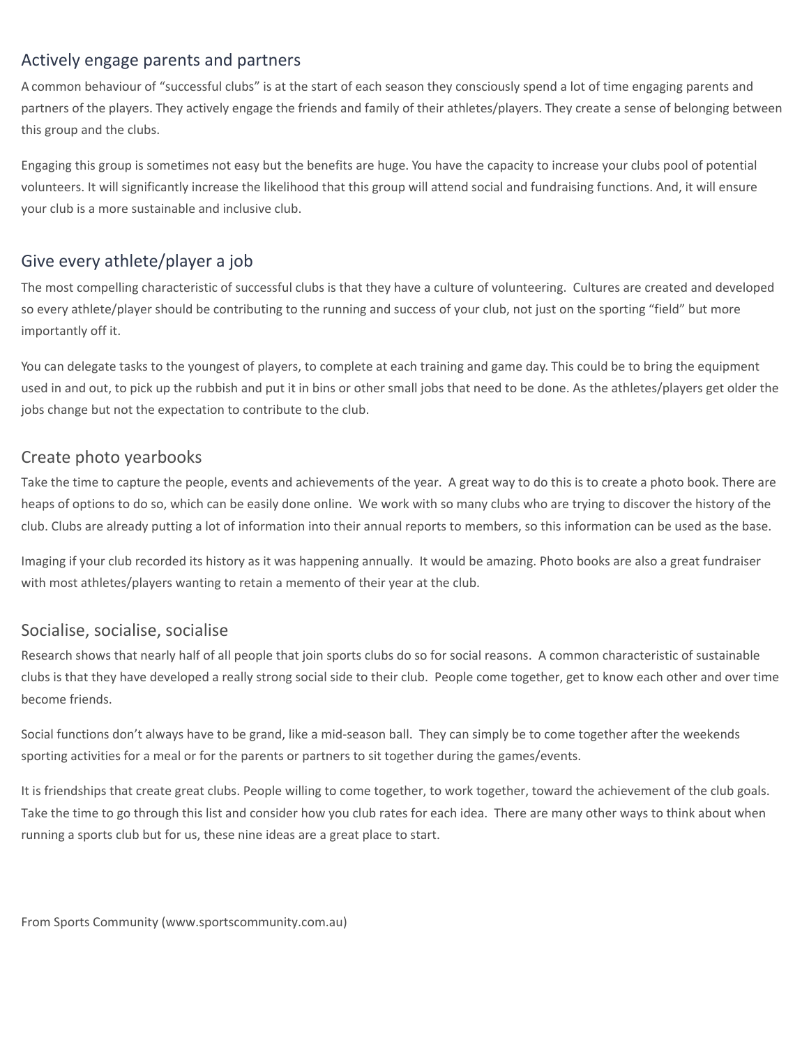## Actively engage parents and partners

A common behaviour of "successful clubs" is at the start of each season they consciously spend a lot of time engaging parents and partners of the players. They actively engage the friends and family of their athletes/players. They create a sense of belonging between this group and the clubs.

Engaging this group is sometimes not easy but the benefits are huge. You have the capacity to increase your clubs pool of potential volunteers. It will significantly increase the likelihood that this group will attend social and fundraising functions. And, it will ensure your club is a more sustainable and inclusive club.

## Give every athlete/player a job

The most compelling characteristic of successful clubs is that they have a culture of volunteering. Cultures are created and developed so every athlete/player should be contributing to the running and success of your club, not just on the sporting "field" but more importantly off it.

You can delegate tasks to the youngest of players, to complete at each training and game day. This could be to bring the equipment used in and out, to pick up the rubbish and put it in bins or other small jobs that need to be done. As the athletes/players get older the jobs change but not the expectation to contribute to the club.

## Create photo yearbooks

Take the time to capture the people, events and achievements of the year. A great way to do this is to create a photo book. There are heaps of options to do so, which can be easily done online. We work with so many clubs who are trying to discover the history of the club. Clubs are already putting a lot of information into their annual reports to members, so this information can be used as the base.

Imaging if your club recorded its history as it was happening annually. It would be amazing. Photo books are also a great fundraiser with most athletes/players wanting to retain a memento of their year at the club.

## Socialise, socialise, socialise

Research shows that nearly half of all people that join sports clubs do so for social reasons. A common characteristic of sustainable clubs is that they have developed a really strong social side to their club. People come together, get to know each other and over time become friends.

Social functions don't always have to be grand, like a mid-season ball. They can simply be to come together after the weekends sporting activities for a meal or for the parents or partners to sit together during the games/events.

It is friendships that create great clubs. People willing to come together, to work together, toward the achievement of the club goals. Take the time to go through this list and consider how you club rates for each idea. There are many other ways to think about when running a sports club but for us, these nine ideas are a great place to start.

From Sports Community (www.sportscommunity.com.au)